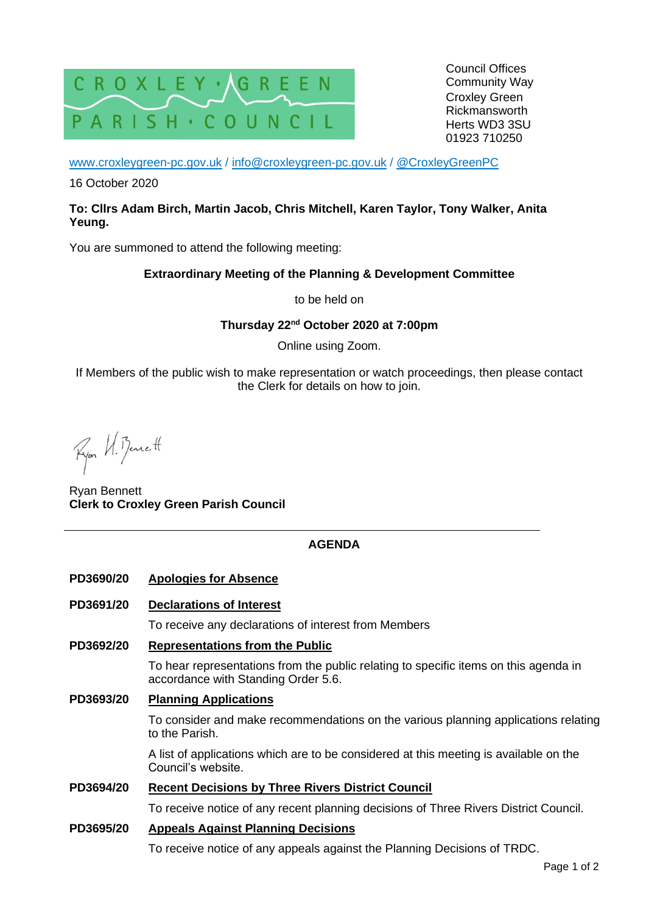CROXLEY · GREEN PARISH · COUNCIL

Council Offices
Community Way
Croxley Green
Rickmansworth
Herts WD3 3SU
01923 710250

www.croxleygreen-pc.gov.uk / info@croxleygreen-pc.gov.uk / @CroxleyGreenPC

16 October 2020

**To: Cllrs Adam Birch, Martin Jacob, Chris Mitchell, Karen Taylor, Tony Walker, Anita Yeung.**

You are summoned to attend the following meeting:

**Extraordinary Meeting of the Planning & Development Committee**

to be held on

**Thursday 22nd October 2020 at 7:00pm**

Online using Zoom.

If Members of the public wish to make representation or watch proceedings, then please contact the Clerk for details on how to join.

Ryan H. Bennett

Ryan Bennett
**Clerk to Croxley Green Parish Council**

---

## AGENDA

**PD3690/20** **Apologies for Absence**

**PD3691/20** **Declarations of Interest**

To receive any declarations of interest from Members

**PD3692/20** **Representations from the Public**

To hear representations from the public relating to specific items on this agenda in accordance with Standing Order 5.6.

**PD3693/20** **Planning Applications**

To consider and make recommendations on the various planning applications relating to the Parish.

A list of applications which are to be considered at this meeting is available on the Council's website.

**PD3694/20** **Recent Decisions by Three Rivers District Council**

To receive notice of any recent planning decisions of Three Rivers District Council.

**PD3695/20** **Appeals Against Planning Decisions**

To receive notice of any appeals against the Planning Decisions of TRDC.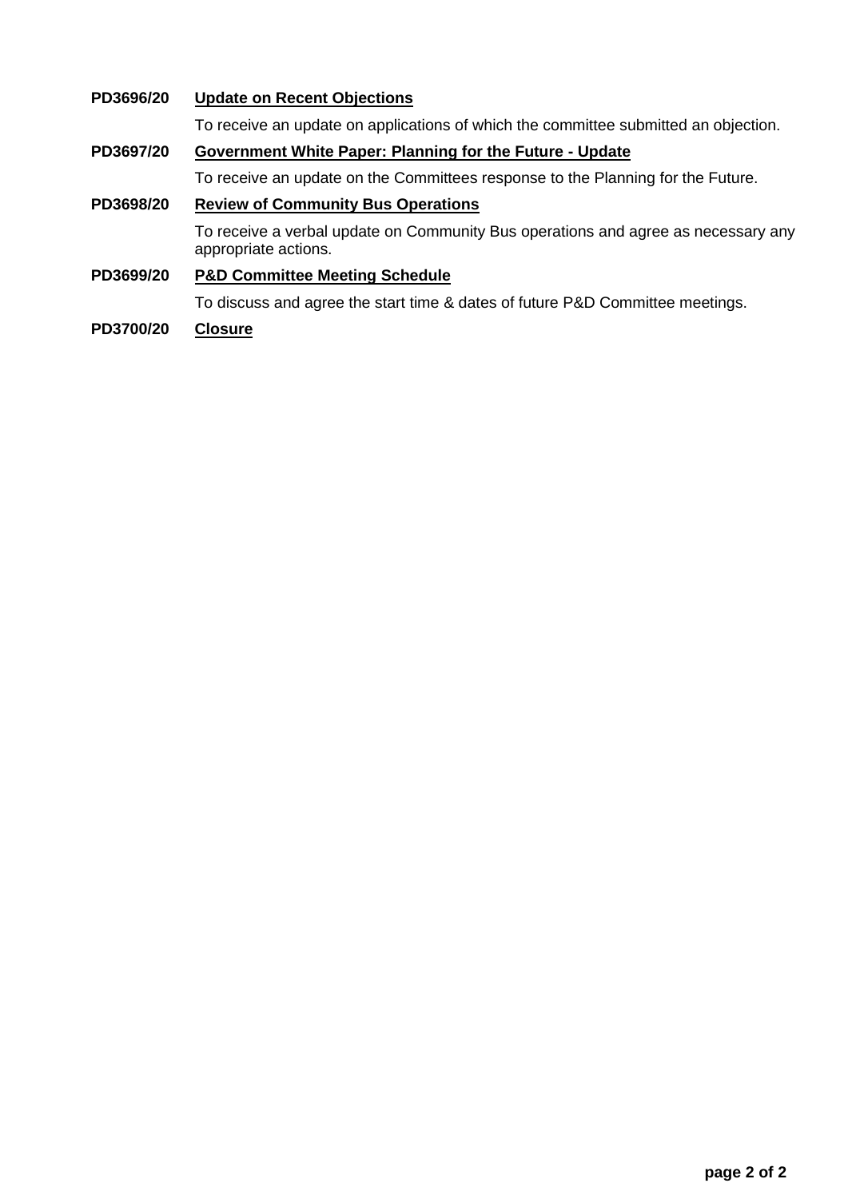**PD3696/20** **Update on Recent Objections**

To receive an update on applications of which the committee submitted an objection.

**PD3697/20** **Government White Paper: Planning for the Future - Update**

To receive an update on the Committees response to the Planning for the Future.

**PD3698/20** **Review of Community Bus Operations**

To receive a verbal update on Community Bus operations and agree as necessary any appropriate actions.

**PD3699/20** **P&D Committee Meeting Schedule**

To discuss and agree the start time & dates of future P&D Committee meetings.

**PD3700/20** **Closure**